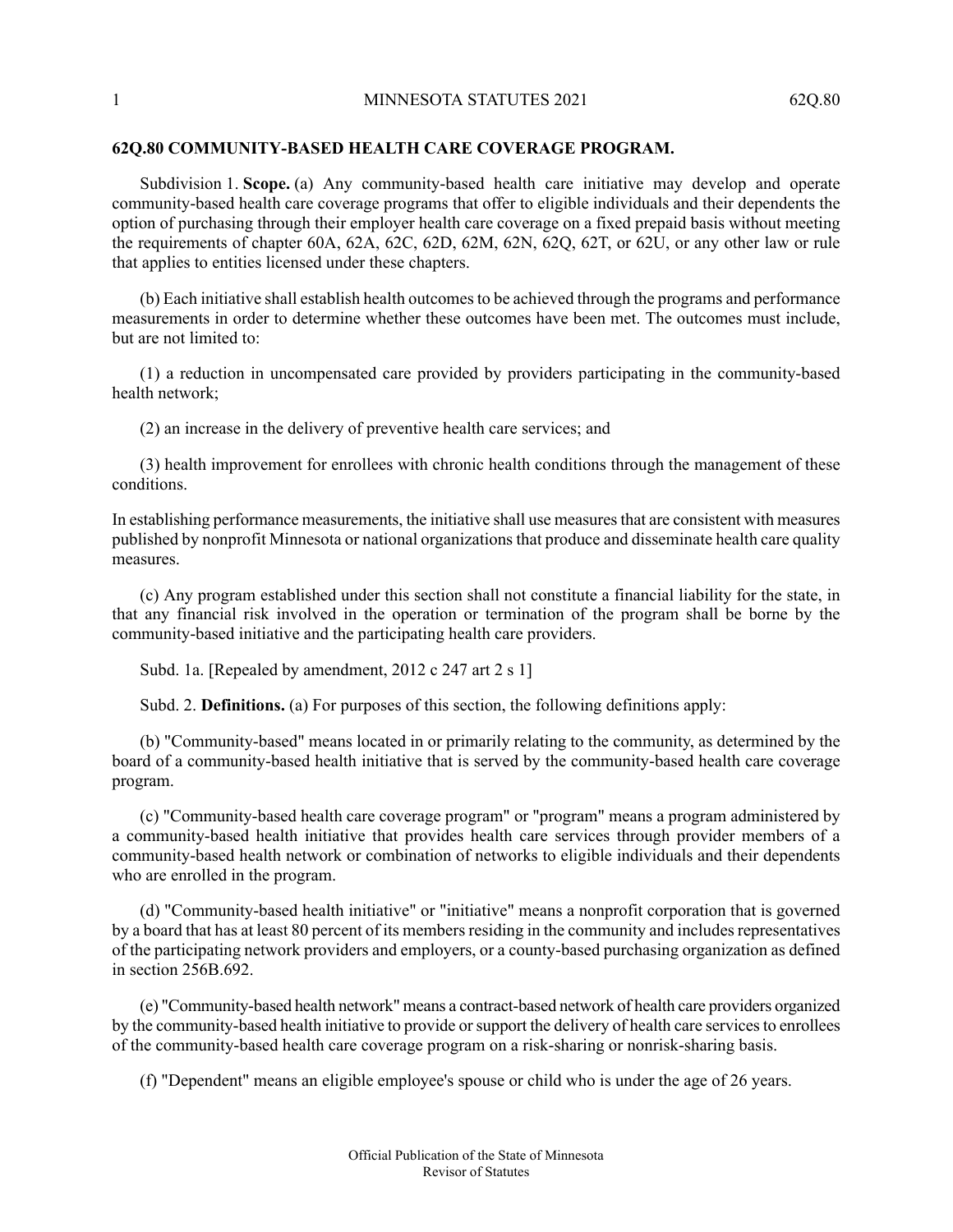## 62Q.80 COMMUNITY-BASED HEALTH CARE COVERAGE PROGRAM.

Subdivision 1. **Scope.** (a) Any community-based health care initiative may develop and operate community-based health care coverage programs that offer to eligible individuals and their dependents the option of purchasing through their employer health care coverage on a fixed prepaid basis without meeting the requirements of chapter 60A, 62A, 62C, 62D, 62M, 62N, 62Q, 62T, or 62U, or any other law or rule that applies to entities licensed under these chapters.

(b) Each initiative shall establish health outcomes to be achieved through the programs and performance measurements in order to determine whether these outcomes have been met. The outcomes must include, but are not limited to:

(1) a reduction in uncompensated care provided by providers participating in the community-based health network;

(2) an increase in the delivery of preventive health care services; and

(3) health improvement for enrollees with chronic health conditions through the management of these conditions.

In establishing performance measurements, the initiative shall use measures that are consistent with measures published by nonprofit Minnesota or national organizations that produce and disseminate health care quality measures.

(c) Any program established under this section shall not constitute a financial liability for the state, in that any financial risk involved in the operation or termination of the program shall be borne by the community-based initiative and the participating health care providers.

Subd. 1a. [Repealed by amendment, 2012 c 247 art 2 s 1]

Subd. 2. **Definitions.** (a) For purposes of this section, the following definitions apply:

(b) "Community-based" means located in or primarily relating to the community, as determined by the board of a community-based health initiative that is served by the community-based health care coverage program.

(c) "Community-based health care coverage program" or "program" means a program administered by a community-based health initiative that provides health care services through provider members of a community-based health network or combination of networks to eligible individuals and their dependents who are enrolled in the program.

(d) "Community-based health initiative" or "initiative" means a nonprofit corporation that is governed by a board that has at least 80 percent of its members residing in the community and includes representatives of the participating network providers and employers, or a county-based purchasing organization as defined in section 256B.692.

(e) "Community-based health network" means a contract-based network of health care providers organized by the community-based health initiative to provide or support the delivery of health care services to enrollees of the community-based health care coverage program on a risk-sharing or nonrisk-sharing basis.

(f) "Dependent" means an eligible employee's spouse or child who is under the age of 26 years.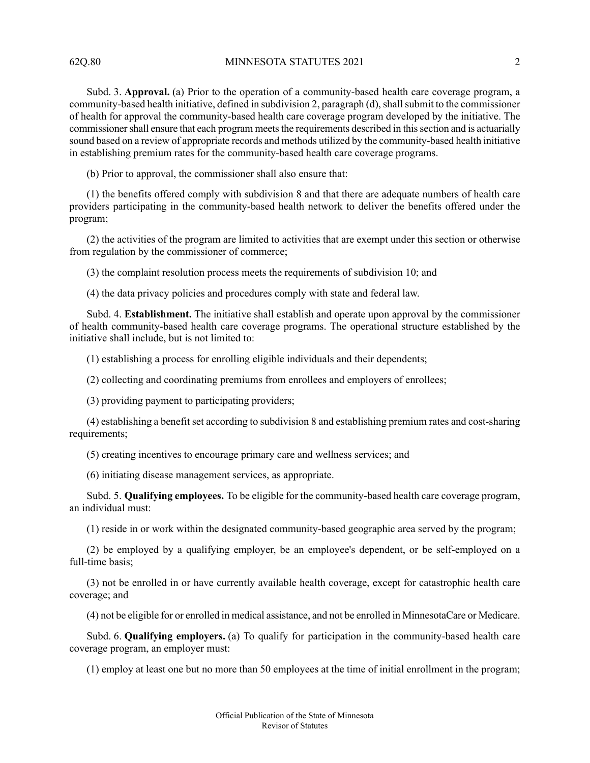Subd. 3. **Approval.** (a) Prior to the operation of a community-based health care coverage program, a community-based health initiative, defined in subdivision 2, paragraph (d), shall submit to the commissioner of health for approval the community-based health care coverage program developed by the initiative. The commissioner shall ensure that each program meets the requirements described in this section and is actuarially sound based on a review of appropriate records and methods utilized by the community-based health initiative in establishing premium rates for the community-based health care coverage programs.

(b) Prior to approval, the commissioner shall also ensure that:

(1) the benefits offered comply with subdivision 8 and that there are adequate numbers of health care providers participating in the community-based health network to deliver the benefits offered under the program;

(2) the activities of the program are limited to activities that are exempt under this section or otherwise from regulation by the commissioner of commerce;

(3) the complaint resolution process meets the requirements of subdivision 10; and

(4) the data privacy policies and procedures comply with state and federal law.

Subd. 4. **Establishment.** The initiative shall establish and operate upon approval by the commissioner of health community-based health care coverage programs. The operational structure established by the initiative shall include, but is not limited to:

(1) establishing a process for enrolling eligible individuals and their dependents;

(2) collecting and coordinating premiums from enrollees and employers of enrollees;

(3) providing payment to participating providers;

(4) establishing a benefit set according to subdivision 8 and establishing premium rates and cost-sharing requirements;

(5) creating incentives to encourage primary care and wellness services; and

(6) initiating disease management services, as appropriate.

Subd. 5. **Qualifying employees.** To be eligible for the community-based health care coverage program, an individual must:

(1) reside in or work within the designated community-based geographic area served by the program;

(2) be employed by a qualifying employer, be an employee's dependent, or be self-employed on a full-time basis;

(3) not be enrolled in or have currently available health coverage, except for catastrophic health care coverage; and

(4) not be eligible for or enrolled in medical assistance, and not be enrolled in MinnesotaCare or Medicare.

Subd. 6. **Qualifying employers.** (a) To qualify for participation in the community-based health care coverage program, an employer must:

(1) employ at least one but no more than 50 employees at the time of initial enrollment in the program;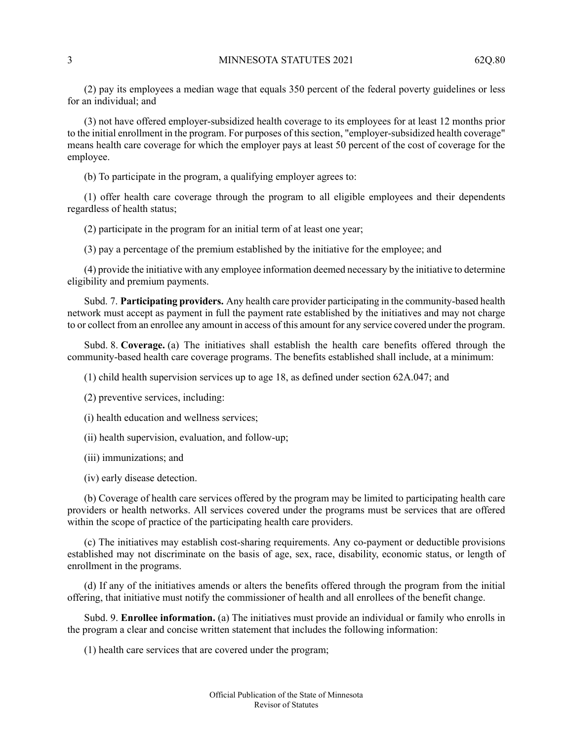(2) pay its employees a median wage that equals 350 percent of the federal poverty guidelines or less for an individual; and

(3) not have offered employer-subsidized health coverage to its employees for at least 12 months prior to the initial enrollment in the program. For purposes of this section, "employer-subsidized health coverage" means health care coverage for which the employer pays at least 50 percent of the cost of coverage for the employee.

(b) To participate in the program, a qualifying employer agrees to:

(1) offer health care coverage through the program to all eligible employees and their dependents regardless of health status;

(2) participate in the program for an initial term of at least one year;

(3) pay a percentage of the premium established by the initiative for the employee; and

(4) provide the initiative with any employee information deemed necessary by the initiative to determine eligibility and premium payments.

Subd. 7. **Participating providers.** Any health care provider participating in the community-based health network must accept as payment in full the payment rate established by the initiatives and may not charge to or collect from an enrollee any amount in access of this amount for any service covered under the program.

Subd. 8. **Coverage.** (a) The initiatives shall establish the health care benefits offered through the community-based health care coverage programs. The benefits established shall include, at a minimum:

(1) child health supervision services up to age 18, as defined under section 62A.047; and

(2) preventive services, including:

(i) health education and wellness services;

(ii) health supervision, evaluation, and follow-up;

(iii) immunizations; and

(iv) early disease detection.

(b) Coverage of health care services offered by the program may be limited to participating health care providers or health networks. All services covered under the programs must be services that are offered within the scope of practice of the participating health care providers.

(c) The initiatives may establish cost-sharing requirements. Any co-payment or deductible provisions established may not discriminate on the basis of age, sex, race, disability, economic status, or length of enrollment in the programs.

(d) If any of the initiatives amends or alters the benefits offered through the program from the initial offering, that initiative must notify the commissioner of health and all enrollees of the benefit change.

Subd. 9. **Enrollee information.** (a) The initiatives must provide an individual or family who enrolls in the program a clear and concise written statement that includes the following information:

(1) health care services that are covered under the program;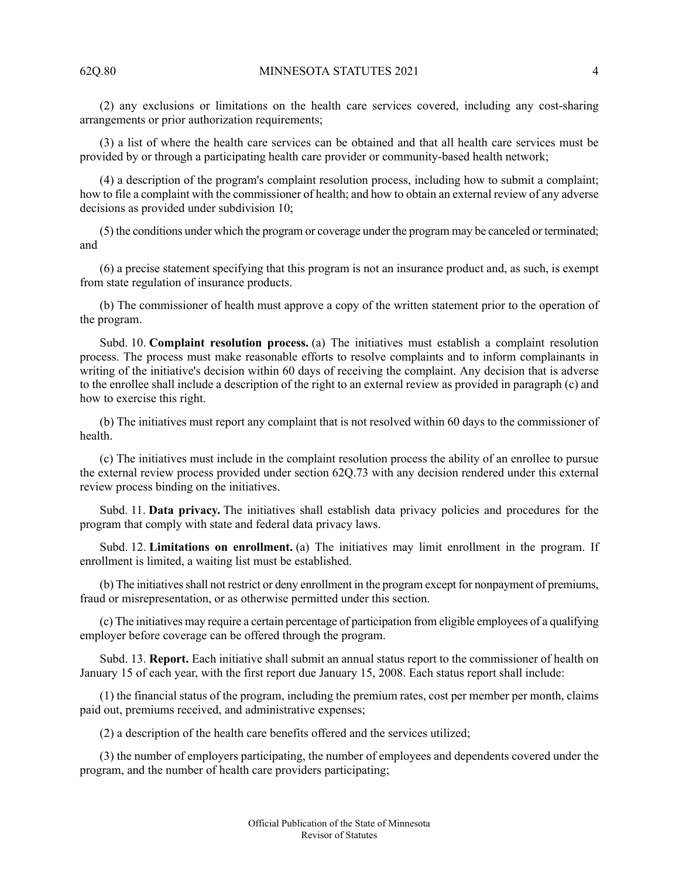(2) any exclusions or limitations on the health care services covered, including any cost-sharing arrangements or prior authorization requirements;

(3) a list of where the health care services can be obtained and that all health care services must be provided by or through a participating health care provider or community-based health network;

(4) a description of the program's complaint resolution process, including how to submit a complaint; how to file a complaint with the commissioner of health; and how to obtain an external review of any adverse decisions as provided under subdivision 10;

(5) the conditions under which the program or coverage under the program may be canceled or terminated; and

(6) a precise statement specifying that this program is not an insurance product and, as such, is exempt from state regulation of insurance products.

(b) The commissioner of health must approve a copy of the written statement prior to the operation of the program.

Subd. 10. **Complaint resolution process.** (a) The initiatives must establish a complaint resolution process. The process must make reasonable efforts to resolve complaints and to inform complainants in writing of the initiative's decision within 60 days of receiving the complaint. Any decision that is adverse to the enrollee shall include a description of the right to an external review as provided in paragraph (c) and how to exercise this right.

(b) The initiatives must report any complaint that is not resolved within 60 days to the commissioner of health.

(c) The initiatives must include in the complaint resolution process the ability of an enrollee to pursue the external review process provided under section 62Q.73 with any decision rendered under this external review process binding on the initiatives.

Subd. 11. **Data privacy.** The initiatives shall establish data privacy policies and procedures for the program that comply with state and federal data privacy laws.

Subd. 12. **Limitations on enrollment.** (a) The initiatives may limit enrollment in the program. If enrollment is limited, a waiting list must be established.

(b) The initiatives shall not restrict or deny enrollment in the program except for nonpayment of premiums, fraud or misrepresentation, or as otherwise permitted under this section.

(c) The initiatives may require a certain percentage of participation from eligible employees of a qualifying employer before coverage can be offered through the program.

Subd. 13. **Report.** Each initiative shall submit an annual status report to the commissioner of health on January 15 of each year, with the first report due January 15, 2008. Each status report shall include:

(1) the financial status of the program, including the premium rates, cost per member per month, claims paid out, premiums received, and administrative expenses;

(2) a description of the health care benefits offered and the services utilized;

(3) the number of employers participating, the number of employees and dependents covered under the program, and the number of health care providers participating;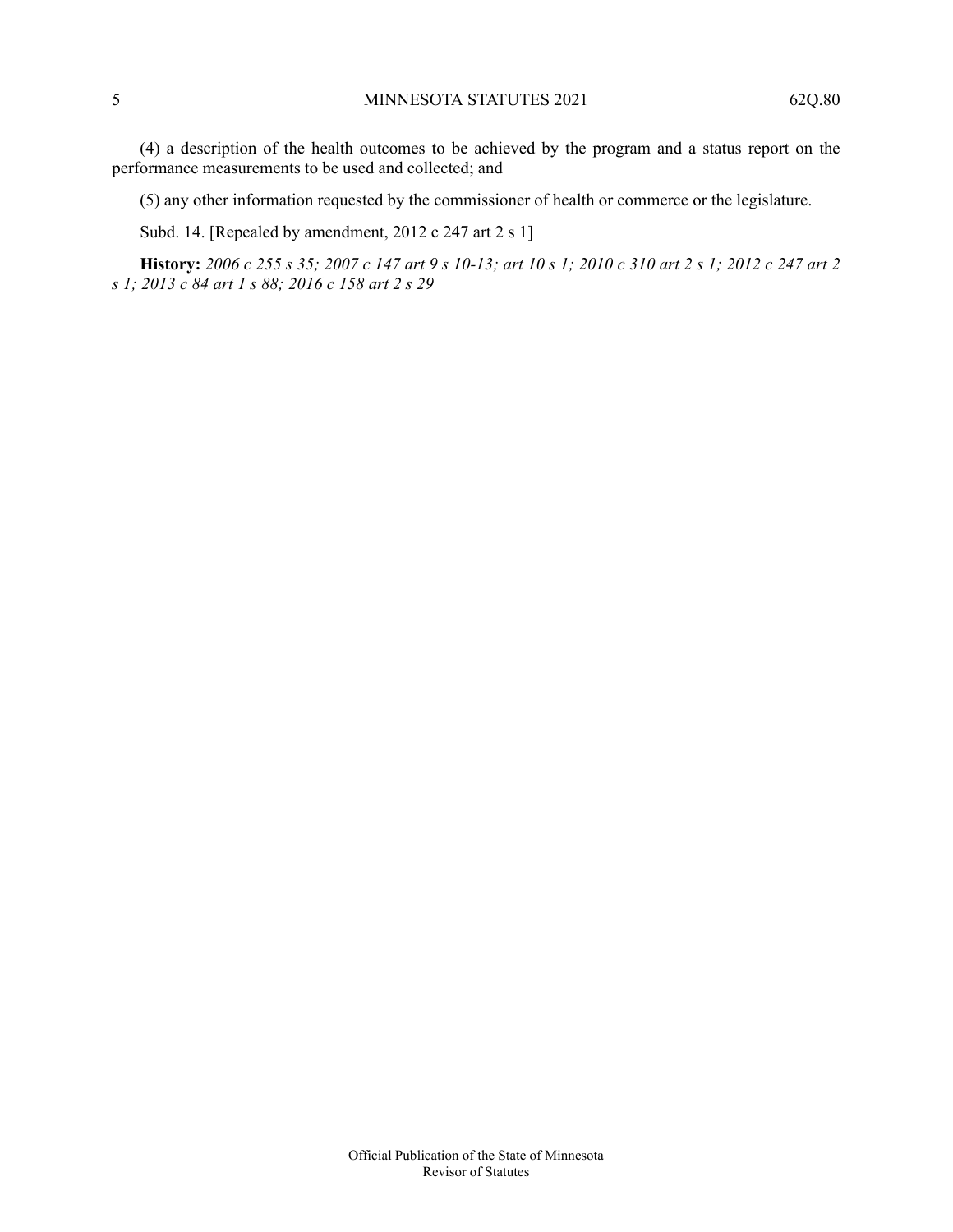(4) a description of the health outcomes to be achieved by the program and a status report on the performance measurements to be used and collected; and

(5) any other information requested by the commissioner of health or commerce or the legislature.

Subd. 14. [Repealed by amendment, 2012 c 247 art 2 s 1]

**History:** *2006 c 255 s 35; 2007 c 147 art 9 s 10-13; art 10 s 1; 2010 c 310 art 2 s 1; 2012 c 247 art 2 s 1; 2013 c 84 art 1 s 88; 2016 c 158 art 2 s 29*